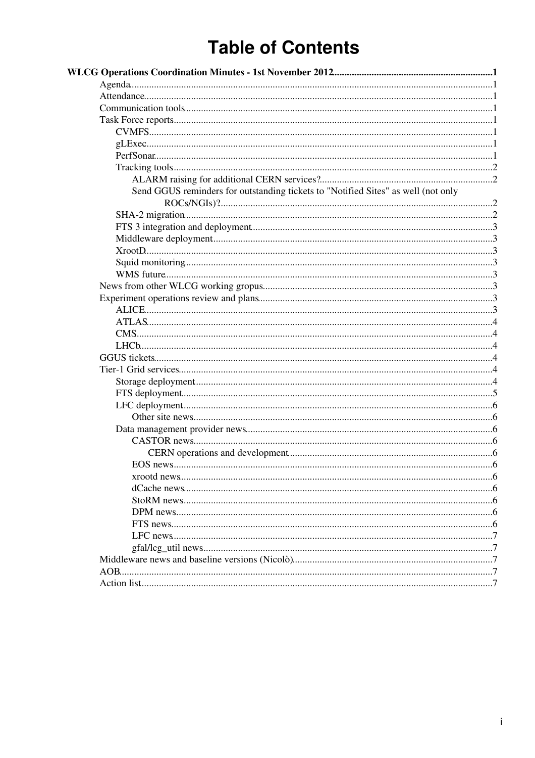# Table of Contents

**WLCG Operations Coordination Minutes - 1st November 2012** .......... **1**

- Agenda .......... 1
- Attendance .......... 1
- Communication tools .......... 1
- Task Force reports .......... 1
  - CVMFS .......... 1
  - gLExec .......... 1
  - PerfSonar .......... 1
  - Tracking tools .......... 2
    - ALARM raising for additional CERN services? .......... 2
    - Send GGUS reminders for outstanding tickets to "Notified Sites" as well (not only ROCs/NGIs)? .......... 2
  - SHA-2 migration .......... 2
  - FTS 3 integration and deployment .......... 3
  - Middleware deployment .......... 3
  - XrootD .......... 3
  - Squid monitoring .......... 3
  - WMS future .......... 3
- News from other WLCG working gropus .......... 3
- Experiment operations review and plans .......... 3
  - ALICE .......... 3
  - ATLAS .......... 4
  - CMS .......... 4
  - LHCb .......... 4
- GGUS tickets .......... 4
- Tier-1 Grid services .......... 4
  - Storage deployment .......... 4
  - FTS deployment .......... 5
  - LFC deployment .......... 6
    - Other site news .......... 6
  - Data management provider news .......... 6
    - CASTOR news .......... 6
      - CERN operations and development .......... 6
    - EOS news .......... 6
    - xrootd news .......... 6
    - dCache news .......... 6
    - StoRM news .......... 6
    - DPM news .......... 6
    - FTS news .......... 6
    - LFC news .......... 7
    - gfal/lcg_util news .......... 7
- Middleware news and baseline versions (Nicolò) .......... 7
- AOB .......... 7
- Action list .......... 7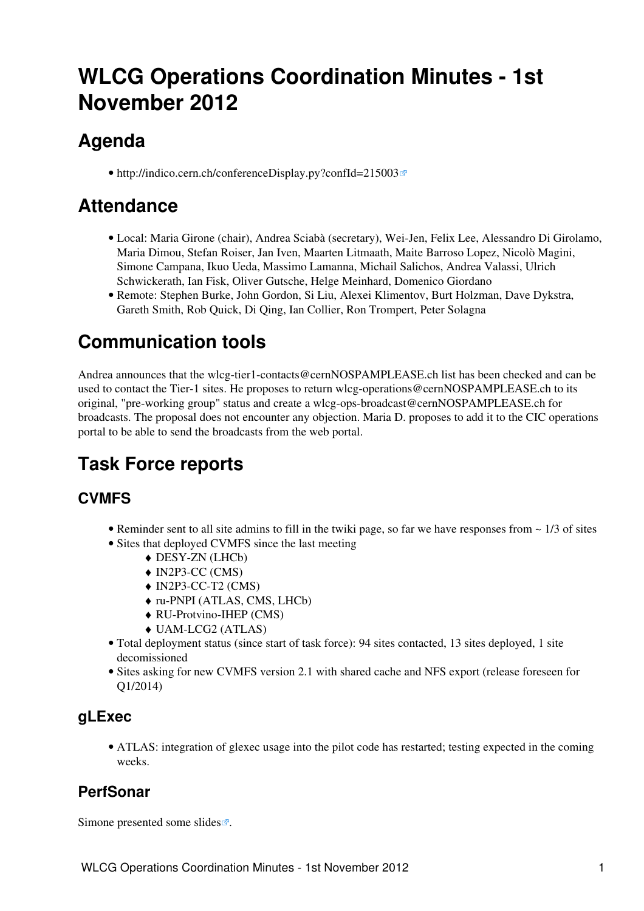# WLCG Operations Coordination Minutes - 1st November 2012

## Agenda

- http://indico.cern.ch/conferenceDisplay.py?confId=215003

## Attendance

- Local: Maria Girone (chair), Andrea Sciabà (secretary), Wei-Jen, Felix Lee, Alessandro Di Girolamo, Maria Dimou, Stefan Roiser, Jan Iven, Maarten Litmaath, Maite Barroso Lopez, Nicolò Magini, Simone Campana, Ikuo Ueda, Massimo Lamanna, Michail Salichos, Andrea Valassi, Ulrich Schwickerath, Ian Fisk, Oliver Gutsche, Helge Meinhard, Domenico Giordano
- Remote: Stephen Burke, John Gordon, Si Liu, Alexei Klimentov, Burt Holzman, Dave Dykstra, Gareth Smith, Rob Quick, Di Qing, Ian Collier, Ron Trompert, Peter Solagna

## Communication tools

Andrea announces that the wlcg-tier1-contacts@cernNOSPAMPLEASE.ch list has been checked and can be used to contact the Tier-1 sites. He proposes to return wlcg-operations@cernNOSPAMPLEASE.ch to its original, "pre-working group" status and create a wlcg-ops-broadcast@cernNOSPAMPLEASE.ch for broadcasts. The proposal does not encounter any objection. Maria D. proposes to add it to the CIC operations portal to be able to send the broadcasts from the web portal.

## Task Force reports

### CVMFS

- Reminder sent to all site admins to fill in the twiki page, so far we have responses from ~ 1/3 of sites
- Sites that deployed CVMFS since the last meeting
    - DESY-ZN (LHCb)
    - IN2P3-CC (CMS)
    - IN2P3-CC-T2 (CMS)
    - ru-PNPI (ATLAS, CMS, LHCb)
    - RU-Protvino-IHEP (CMS)
    - UAM-LCG2 (ATLAS)
- Total deployment status (since start of task force): 94 sites contacted, 13 sites deployed, 1 site decomissioned
- Sites asking for new CVMFS version 2.1 with shared cache and NFS export (release foreseen for Q1/2014)

### gLExec

- ATLAS: integration of glexec usage into the pilot code has restarted; testing expected in the coming weeks.

### PerfSonar

Simone presented some slides.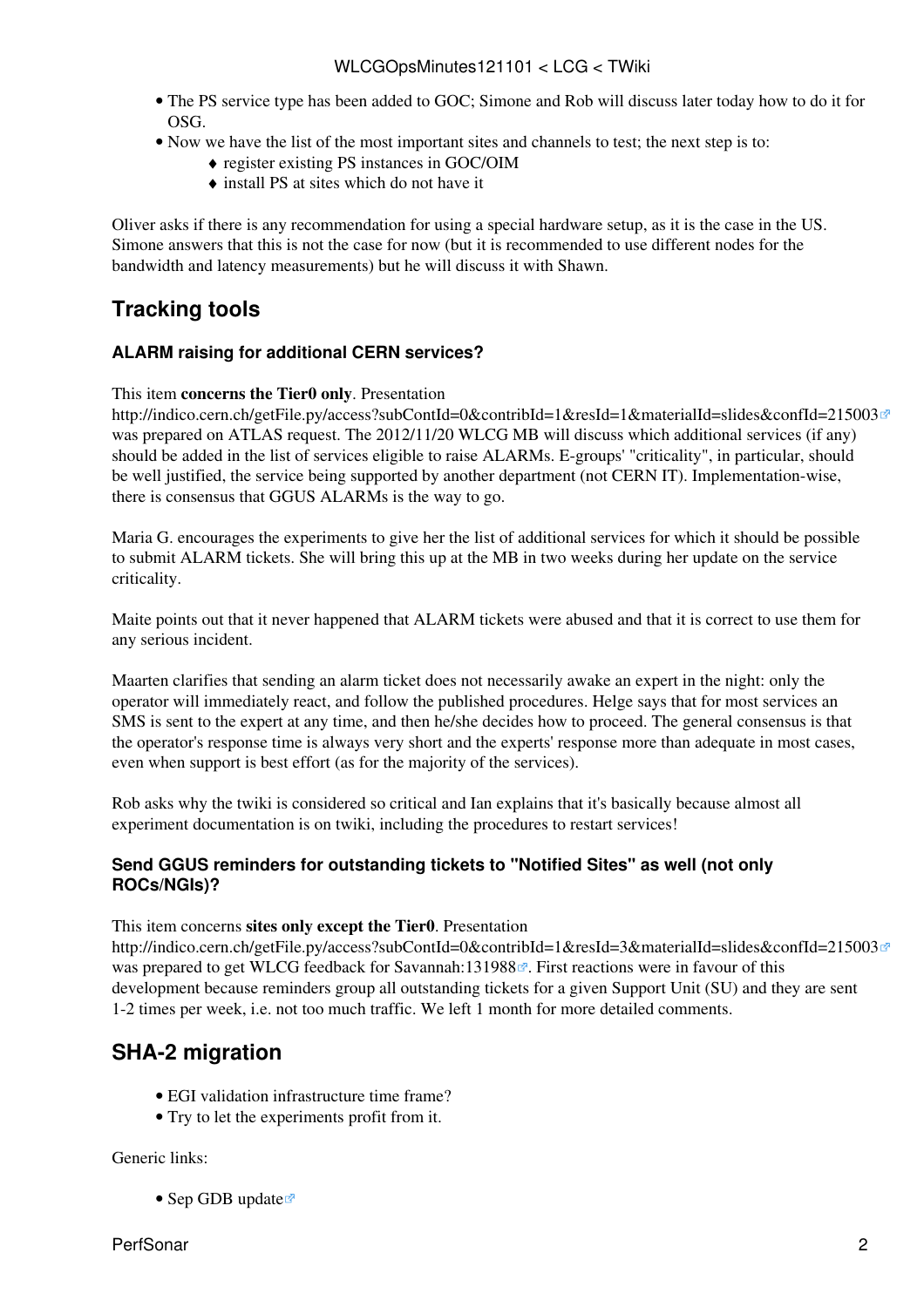- The PS service type has been added to GOC; Simone and Rob will discuss later today how to do it for OSG.
- Now we have the list of the most important sites and channels to test; the next step is to:
    - register existing PS instances in GOC/OIM
    - install PS at sites which do not have it

Oliver asks if there is any recommendation for using a special hardware setup, as it is the case in the US. Simone answers that this is not the case for now (but it is recommended to use different nodes for the bandwidth and latency measurements) but he will discuss it with Shawn.

## Tracking tools

### ALARM raising for additional CERN services?

This item **concerns the Tier0 only**. Presentation http://indico.cern.ch/getFile.py/access?subContId=0&contribId=1&resId=1&materialId=slides&confId=215003 was prepared on ATLAS request. The 2012/11/20 WLCG MB will discuss which additional services (if any) should be added in the list of services eligible to raise ALARMs. E-groups' "criticality", in particular, should be well justified, the service being supported by another department (not CERN IT). Implementation-wise, there is consensus that GGUS ALARMs is the way to go.

Maria G. encourages the experiments to give her the list of additional services for which it should be possible to submit ALARM tickets. She will bring this up at the MB in two weeks during her update on the service criticality.

Maite points out that it never happened that ALARM tickets were abused and that it is correct to use them for any serious incident.

Maarten clarifies that sending an alarm ticket does not necessarily awake an expert in the night: only the operator will immediately react, and follow the published procedures. Helge says that for most services an SMS is sent to the expert at any time, and then he/she decides how to proceed. The general consensus is that the operator's response time is always very short and the experts' response more than adequate in most cases, even when support is best effort (as for the majority of the services).

Rob asks why the twiki is considered so critical and Ian explains that it's basically because almost all experiment documentation is on twiki, including the procedures to restart services!

### Send GGUS reminders for outstanding tickets to "Notified Sites" as well (not only ROCs/NGIs)?

This item concerns **sites only except the Tier0**. Presentation http://indico.cern.ch/getFile.py/access?subContId=0&contribId=1&resId=3&materialId=slides&confId=215003 was prepared to get WLCG feedback for Savannah:131988. First reactions were in favour of this development because reminders group all outstanding tickets for a given Support Unit (SU) and they are sent 1-2 times per week, i.e. not too much traffic. We left 1 month for more detailed comments.

## SHA-2 migration

- EGI validation infrastructure time frame?
- Try to let the experiments profit from it.

Generic links:

- Sep GDB update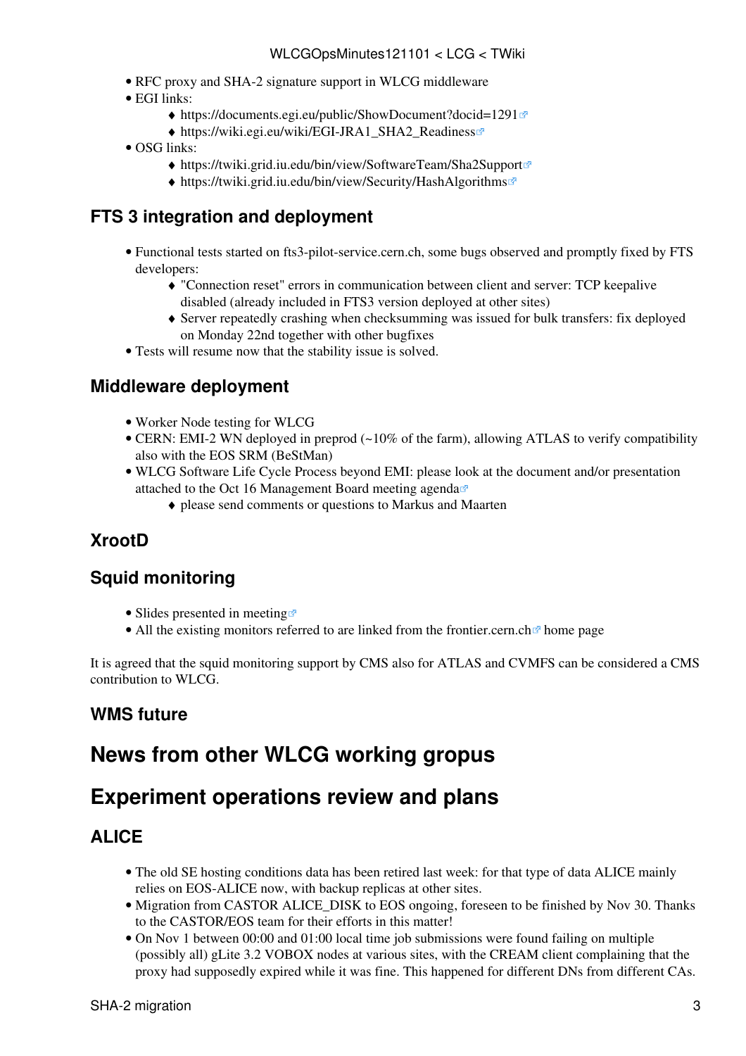- RFC proxy and SHA-2 signature support in WLCG middleware
- EGI links:
    - https://documents.egi.eu/public/ShowDocument?docid=1291
    - https://wiki.egi.eu/wiki/EGI-JRA1_SHA2_Readiness
- OSG links:
    - https://twiki.grid.iu.edu/bin/view/SoftwareTeam/Sha2Support
    - https://twiki.grid.iu.edu/bin/view/Security/HashAlgorithms

### FTS 3 integration and deployment

- Functional tests started on fts3-pilot-service.cern.ch, some bugs observed and promptly fixed by FTS developers:
    - "Connection reset" errors in communication between client and server: TCP keepalive disabled (already included in FTS3 version deployed at other sites)
    - Server repeatedly crashing when checksumming was issued for bulk transfers: fix deployed on Monday 22nd together with other bugfixes
- Tests will resume now that the stability issue is solved.

### Middleware deployment

- Worker Node testing for WLCG
- CERN: EMI-2 WN deployed in preprod (~10% of the farm), allowing ATLAS to verify compatibility also with the EOS SRM (BeStMan)
- WLCG Software Life Cycle Process beyond EMI: please look at the document and/or presentation attached to the Oct 16 Management Board meeting agenda
    - please send comments or questions to Markus and Maarten

### XrootD

### Squid monitoring

- Slides presented in meeting
- All the existing monitors referred to are linked from the frontier.cern.ch home page

It is agreed that the squid monitoring support by CMS also for ATLAS and CVMFS can be considered a CMS contribution to WLCG.

### WMS future

## News from other WLCG working gropus

## Experiment operations review and plans

### ALICE

- The old SE hosting conditions data has been retired last week: for that type of data ALICE mainly relies on EOS-ALICE now, with backup replicas at other sites.
- Migration from CASTOR ALICE_DISK to EOS ongoing, foreseen to be finished by Nov 30. Thanks to the CASTOR/EOS team for their efforts in this matter!
- On Nov 1 between 00:00 and 01:00 local time job submissions were found failing on multiple (possibly all) gLite 3.2 VOBOX nodes at various sites, with the CREAM client complaining that the proxy had supposedly expired while it was fine. This happened for different DNs from different CAs.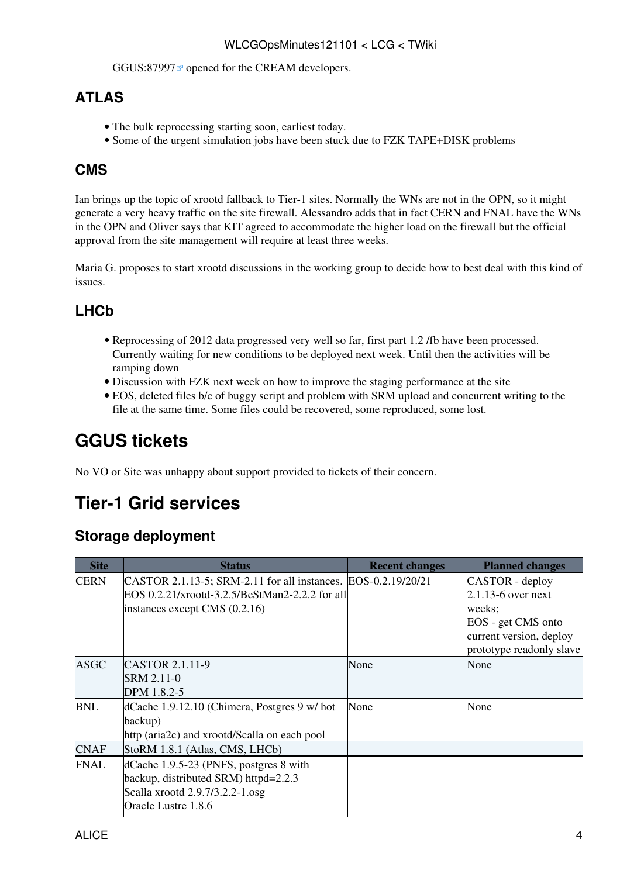GGUS:87997 opened for the CREAM developers.

### ATLAS

- The bulk reprocessing starting soon, earliest today.
- Some of the urgent simulation jobs have been stuck due to FZK TAPE+DISK problems

### CMS

Ian brings up the topic of xrootd fallback to Tier-1 sites. Normally the WNs are not in the OPN, so it might generate a very heavy traffic on the site firewall. Alessandro adds that in fact CERN and FNAL have the WNs in the OPN and Oliver says that KIT agreed to accommodate the higher load on the firewall but the official approval from the site management will require at least three weeks.

Maria G. proposes to start xrootd discussions in the working group to decide how to best deal with this kind of issues.

### LHCb

- Reprocessing of 2012 data progressed very well so far, first part 1.2 /fb have been processed. Currently waiting for new conditions to be deployed next week. Until then the activities will be ramping down
- Discussion with FZK next week on how to improve the staging performance at the site
- EOS, deleted files b/c of buggy script and problem with SRM upload and concurrent writing to the file at the same time. Some files could be recovered, some reproduced, some lost.

# GGUS tickets

No VO or Site was unhappy about support provided to tickets of their concern.

# Tier-1 Grid services

## Storage deployment

| Site | Status | Recent changes | Planned changes |
|---|---|---|---|
| CERN | CASTOR 2.1.13-5; SRM-2.11 for all instances.<br>EOS 0.2.21/xrootd-3.2.5/BeStMan2-2.2.2 for all instances except CMS (0.2.16) | EOS-0.2.19/20/21 | CASTOR - deploy 2.1.13-6 over next weeks;<br>EOS - get CMS onto current version, deploy prototype readonly slave |
| ASGC | CASTOR 2.1.11-9<br>SRM 2.11-0<br>DPM 1.8.2-5 | None | None |
| BNL | dCache 1.9.12.10 (Chimera, Postgres 9 w/ hot backup)<br>http (aria2c) and xrootd/Scalla on each pool | None | None |
| CNAF | StoRM 1.8.1 (Atlas, CMS, LHCb) | | |
| FNAL | dCache 1.9.5-23 (PNFS, postgres 8 with backup, distributed SRM) httpd=2.2.3<br>Scalla xrootd 2.9.7/3.2.2-1.osg<br>Oracle Lustre 1.8.6 | | |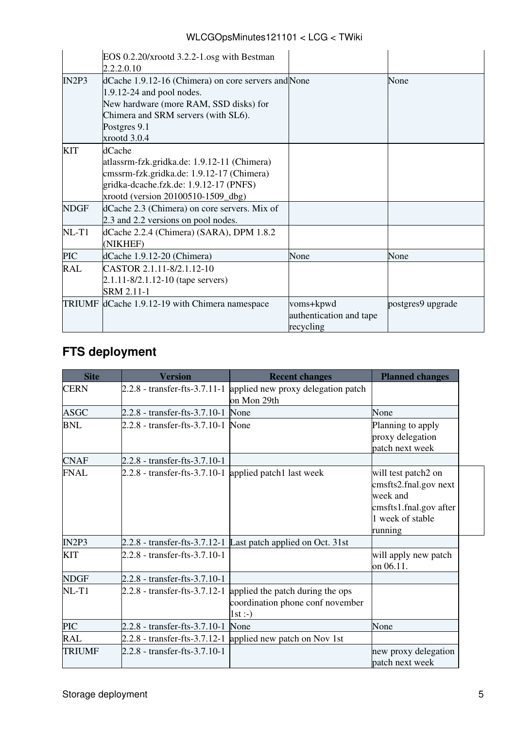| | | | |
|---|---|---|---|
| | EOS 0.2.20/xrootd 3.2.2-1.osg with Bestman 2.2.2.0.10 | | |
| IN2P3 | dCache 1.9.12-16 (Chimera) on core servers and 1.9.12-24 and pool nodes.<br>New hardware (more RAM, SSD disks) for Chimera and SRM servers (with SL6).<br>Postgres 9.1<br>xrootd 3.0.4 | None | None |
| KIT | dCache<br>atlassrm-fzk.gridka.de: 1.9.12-11 (Chimera)<br>cmssrm-fzk.gridka.de: 1.9.12-17 (Chimera)<br>gridka-dcache.fzk.de: 1.9.12-17 (PNFS)<br>xrootd (version 20100510-1509_dbg) | | |
| NDGF | dCache 2.3 (Chimera) on core servers. Mix of 2.3 and 2.2 versions on pool nodes. | | |
| NL-T1 | dCache 2.2.4 (Chimera) (SARA), DPM 1.8.2 (NIKHEF) | | |
| PIC | dCache 1.9.12-20 (Chimera) | None | None |
| RAL | CASTOR 2.1.11-8/2.1.12-10<br>2.1.11-8/2.1.12-10 (tape servers)<br>SRM 2.11-1 | | |
| TRIUMF | dCache 1.9.12-19 with Chimera namespace | voms+kpwd authentication and tape recycling | postgres9 upgrade |

## FTS deployment

| Site | Version | Recent changes | Planned changes |
|---|---|---|---|
| CERN | 2.2.8 - transfer-fts-3.7.11-1 | applied new proxy delegation patch on Mon 29th | |
| ASGC | 2.2.8 - transfer-fts-3.7.10-1 | None | None |
| BNL | 2.2.8 - transfer-fts-3.7.10-1 | None | Planning to apply proxy delegation patch next week |
| CNAF | 2.2.8 - transfer-fts-3.7.10-1 | | |
| FNAL | 2.2.8 - transfer-fts-3.7.10-1 | applied patch1 last week | will test patch2 on cmsfts2.fnal.gov next week and cmsfts1.fnal.gov after 1 week of stable running |
| IN2P3 | 2.2.8 - transfer-fts-3.7.12-1 | Last patch applied on Oct. 31st | |
| KIT | 2.2.8 - transfer-fts-3.7.10-1 | | will apply new patch on 06.11. |
| NDGF | 2.2.8 - transfer-fts-3.7.10-1 | | |
| NL-T1 | 2.2.8 - transfer-fts-3.7.12-1 | applied the patch during the ops coordination phone conf november 1st :-) | |
| PIC | 2.2.8 - transfer-fts-3.7.10-1 | None | None |
| RAL | 2.2.8 - transfer-fts-3.7.12-1 | applied new patch on Nov 1st | |
| TRIUMF | 2.2.8 - transfer-fts-3.7.10-1 | | new proxy delegation patch next week |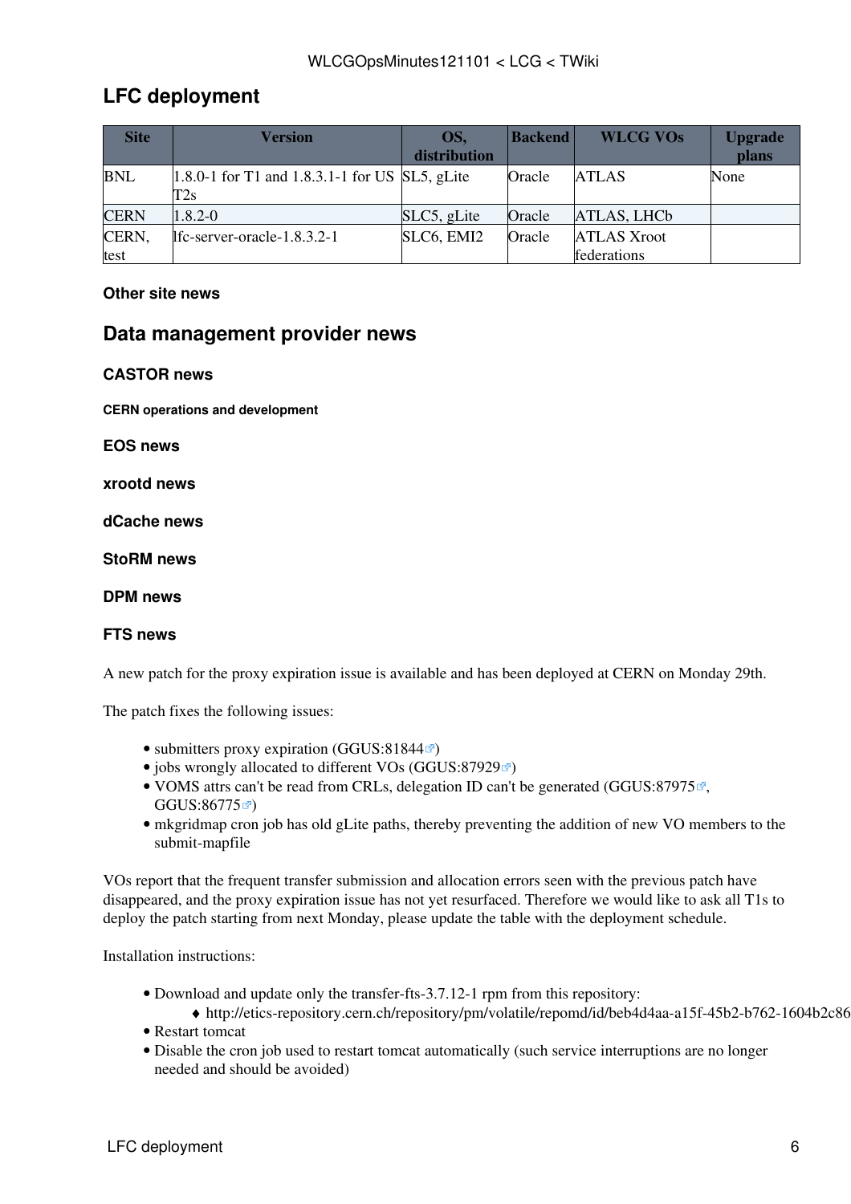## LFC deployment

| Site | Version | OS, distribution | Backend | WLCG VOs | Upgrade plans |
|---|---|---|---|---|---|
| BNL | 1.8.0-1 for T1 and 1.8.3.1-1 for US T2s | SL5, gLite | Oracle | ATLAS | None |
| CERN | 1.8.2-0 | SLC5, gLite | Oracle | ATLAS, LHCb | |
| CERN, test | lfc-server-oracle-1.8.3.2-1 | SLC6, EMI2 | Oracle | ATLAS Xroot federations | |

### Other site news

## Data management provider news

### CASTOR news

#### CERN operations and development

### EOS news

### xrootd news

### dCache news

### StoRM news

### DPM news

### FTS news

A new patch for the proxy expiration issue is available and has been deployed at CERN on Monday 29th.

The patch fixes the following issues:

- submitters proxy expiration (GGUS:81844)
- jobs wrongly allocated to different VOs (GGUS:87929)
- VOMS attrs can't be read from CRLs, delegation ID can't be generated (GGUS:87975, GGUS:86775)
- mkgridmap cron job has old gLite paths, thereby preventing the addition of new VO members to the submit-mapfile

VOs report that the frequent transfer submission and allocation errors seen with the previous patch have disappeared, and the proxy expiration issue has not yet resurfaced. Therefore we would like to ask all T1s to deploy the patch starting from next Monday, please update the table with the deployment schedule.

Installation instructions:

- Download and update only the transfer-fts-3.7.12-1 rpm from this repository:
    - http://etics-repository.cern.ch/repository/pm/volatile/repomd/id/beb4d4aa-a15f-45b2-b762-1604b2c86
- Restart tomcat
- Disable the cron job used to restart tomcat automatically (such service interruptions are no longer needed and should be avoided)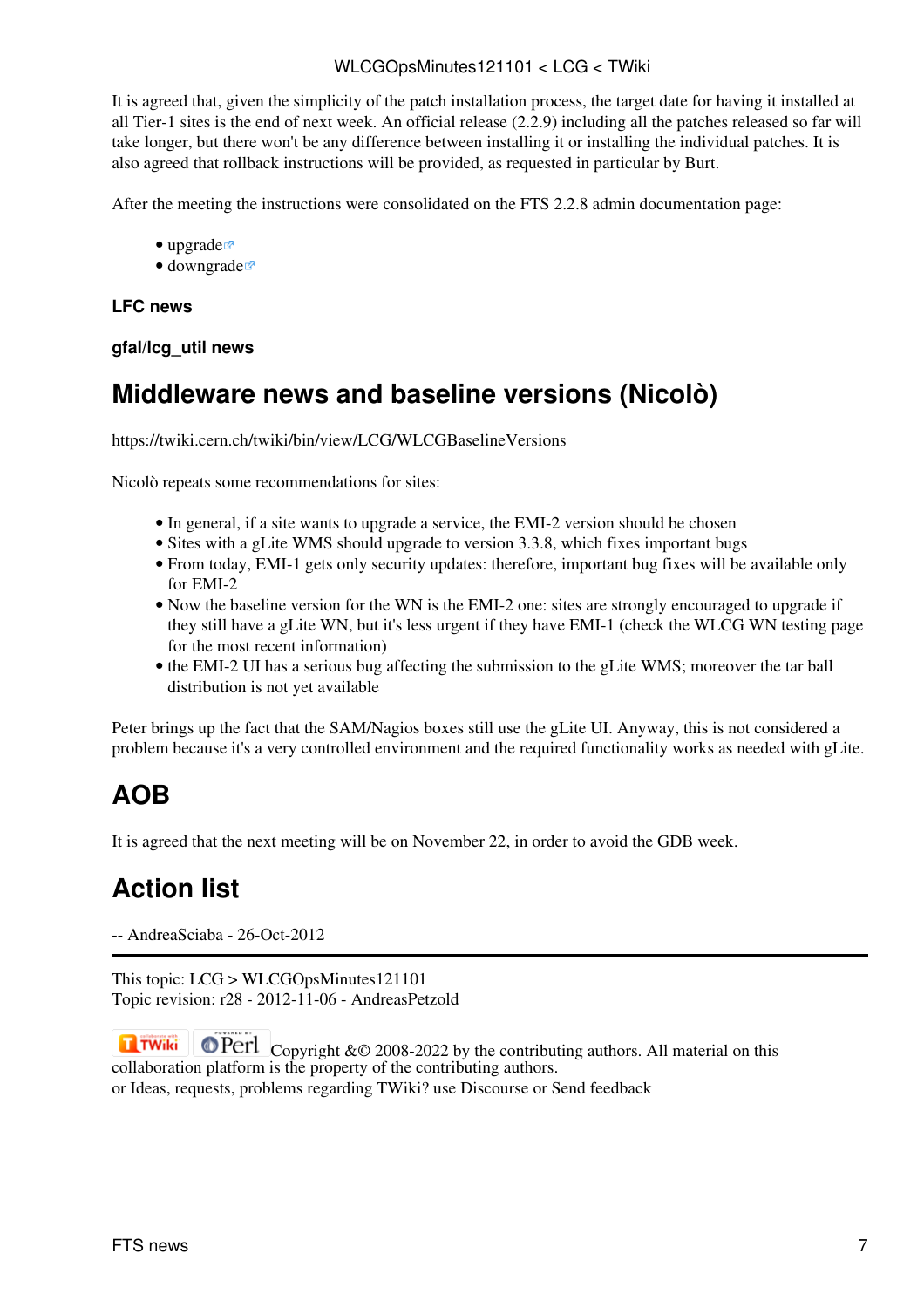It is agreed that, given the simplicity of the patch installation process, the target date for having it installed at all Tier-1 sites is the end of next week. An official release (2.2.9) including all the patches released so far will take longer, but there won't be any difference between installing it or installing the individual patches. It is also agreed that rollback instructions will be provided, as requested in particular by Burt.

After the meeting the instructions were consolidated on the FTS 2.2.8 admin documentation page:

- upgrade
- downgrade

#### LFC news

#### gfal/lcg_util news

## Middleware news and baseline versions (Nicolò)

https://twiki.cern.ch/twiki/bin/view/LCG/WLCGBaselineVersions

Nicolò repeats some recommendations for sites:

- In general, if a site wants to upgrade a service, the EMI-2 version should be chosen
- Sites with a gLite WMS should upgrade to version 3.3.8, which fixes important bugs
- From today, EMI-1 gets only security updates: therefore, important bug fixes will be available only for EMI-2
- Now the baseline version for the WN is the EMI-2 one: sites are strongly encouraged to upgrade if they still have a gLite WN, but it's less urgent if they have EMI-1 (check the WLCG WN testing page for the most recent information)
- the EMI-2 UI has a serious bug affecting the submission to the gLite WMS; moreover the tar ball distribution is not yet available

Peter brings up the fact that the SAM/Nagios boxes still use the gLite UI. Anyway, this is not considered a problem because it's a very controlled environment and the required functionality works as needed with gLite.

## AOB

It is agreed that the next meeting will be on November 22, in order to avoid the GDB week.

## Action list

-- AndreaSciaba - 26-Oct-2012

This topic: LCG > WLCGOpsMinutes121101
Topic revision: r28 - 2012-11-06 - AndreasPetzold

Copyright &© 2008-2022 by the contributing authors. All material on this collaboration platform is the property of the contributing authors.
or Ideas, requests, problems regarding TWiki? use Discourse or Send feedback